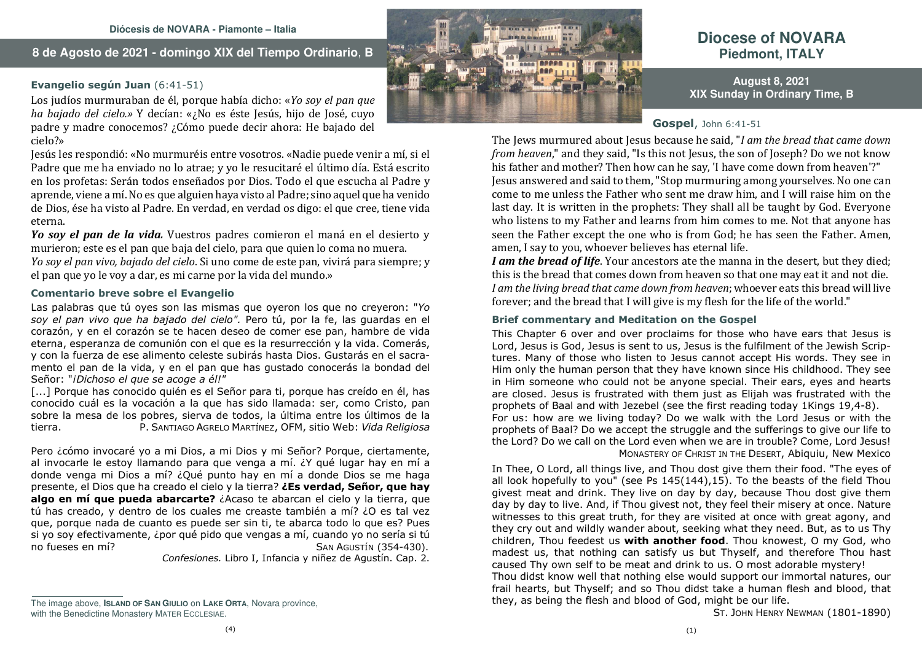Diócesis de NOVARA - Piamonte – Italia

## 8 de Agosto de 2021 - domingo XIX del Tiempo Ordinario, B

### Evangelio según Juan (6:41-51)

Los judíos murmuraban de él, porque había dicho: «*Yo soy el pan que ha bajado del cielo.*» Y decían: «¿No es éste Jesús, hijo de José, cuyo padre y madre conocemos? ¿Cómo puede decir ahora: He bajado del cielo?»

Jesús les respondió: «No murmuréis entre vosotros. «Nadie puede venir a mí, si el Padre que me ha enviado no lo atrae; y yo le resucitaré el último día. Está escrito en los profetas: Serán todos enseñados por Dios. Todo el que escucha al Padre y aprende, viene a mí. No es que alguien haya visto al Padre; sino aquel que ha venido de Dios, ése ha visto al Padre. En verdad, en verdad os digo: el que cree, tiene vida eterna.

***Yo soy el pan de la vida.*** Vuestros padres comieron el maná en el desierto y murieron; este es el pan que baja del cielo, para que quien lo coma no muera.

*Yo soy el pan vivo, bajado del cielo*. Si uno come de este pan, vivirá para siempre; y el pan que yo le voy a dar, es mi carne por la vida del mundo.»

### Comentario breve sobre el Evangelio

Las palabras que tú oyes son las mismas que oyeron los que no creyeron: "*Yo soy el pan vivo que ha bajado del cielo"*. Pero tú, por la fe, las guardas en el corazón, y en el corazón se te hacen deseo de comer ese pan, hambre de vida eterna, esperanza de comunión con el que es la resurrección y la vida. Comerás, y con la fuerza de ese alimento celeste subirás hasta Dios. Gustarás en el sacramento el pan de la vida, y en el pan que has gustado conocerás la bondad del Señor: "*¡Dichoso el que se acoge a él!"*

[...] Porque has conocido quién es el Señor para ti, porque has creído en él, has conocido cuál es la vocación a la que has sido llamada: ser, como Cristo, pan sobre la mesa de los pobres, sierva de todos, la última entre los últimos de la tierra.

P. SANTIAGO AGRELO MARTÍNEZ, OFM, sitio Web: *Vida Religiosa*

Pero ¿cómo invocaré yo a mi Dios, a mi Dios y mi Señor? Porque, ciertamente, al invocarle le estoy llamando para que venga a mí. ¿Y qué lugar hay en mí a donde venga mi Dios a mí? ¿Qué punto hay en mí a donde Dios se me haga presente, el Dios que ha creado el cielo y la tierra? **¿Es verdad, Señor, que hay algo en mí que pueda abarcarte?** ¿Acaso te abarcan el cielo y la tierra, que tú has creado, y dentro de los cuales me creaste también a mí? ¿O es tal vez que, porque nada de cuanto es puede ser sin ti, te abarca todo lo que es? Pues si yo soy efectivamente, ¿por qué pido que vengas a mí, cuando yo no sería si tú no fueses en mí?

SAN AGUSTÍN (354-430).
*Confesiones.* Libro I, Infancia y niñez de Agustín. Cap. 2.

The image above, **ISLAND OF SAN GIULIO** on **LAKE ORTA**, Novara province, with the Benedictine Monastery MATER ECCLESIAE.

# Diocese of NOVARA
## Piedmont, ITALY

## August 8, 2021
## XIX Sunday in Ordinary Time, B

### Gospel, John 6:41-51

The Jews murmured about Jesus because he said, "*I am the bread that came down from heaven*," and they said, "Is this not Jesus, the son of Joseph? Do we not know his father and mother? Then how can he say, 'I have come down from heaven'?"

Jesus answered and said to them, "Stop murmuring among yourselves. No one can come to me unless the Father who sent me draw him, and I will raise him on the last day. It is written in the prophets: They shall all be taught by God. Everyone who listens to my Father and learns from him comes to me. Not that anyone has seen the Father except the one who is from God; he has seen the Father. Amen, amen, I say to you, whoever believes has eternal life.

***I am the bread of life***. Your ancestors ate the manna in the desert, but they died; this is the bread that comes down from heaven so that one may eat it and not die. *I am the living bread that came down from heaven*; whoever eats this bread will live forever; and the bread that I will give is my flesh for the life of the world."

### Brief commentary and Meditation on the Gospel

This Chapter 6 over and over proclaims for those who have ears that Jesus is Lord, Jesus is God, Jesus is sent to us, Jesus is the fulfilment of the Jewish Scriptures. Many of those who listen to Jesus cannot accept His words. They see in Him only the human person that they have known since His childhood. They see in Him someone who could not be anyone special. Their ears, eyes and hearts are closed. Jesus is frustrated with them just as Elijah was frustrated with the prophets of Baal and with Jezebel (see the first reading today 1Kings 19,4-8).

For us: how are we living today? Do we walk with the Lord Jesus or with the prophets of Baal? Do we accept the struggle and the sufferings to give our life to the Lord? Do we call on the Lord even when we are in trouble? Come, Lord Jesus!

MONASTERY OF CHRIST IN THE DESERT, Abiquiu, New Mexico

In Thee, O Lord, all things live, and Thou dost give them their food. "The eyes of all look hopefully to you" (see Ps 145(144),15). To the beasts of the field Thou givest meat and drink. They live on day by day, because Thou dost give them day by day to live. And, if Thou givest not, they feel their misery at once. Nature witnesses to this great truth, for they are visited at once with great agony, and they cry out and wildly wander about, seeking what they need. But, as to us Thy children, Thou feedest us **with another food**. Thou knowest, O my God, who madest us, that nothing can satisfy us but Thyself, and therefore Thou hast caused Thy own self to be meat and drink to us. O most adorable mystery!

Thou didst know well that nothing else would support our immortal natures, our frail hearts, but Thyself; and so Thou didst take a human flesh and blood, that they, as being the flesh and blood of God, might be our life.

ST. JOHN HENRY NEWMAN (1801-1890)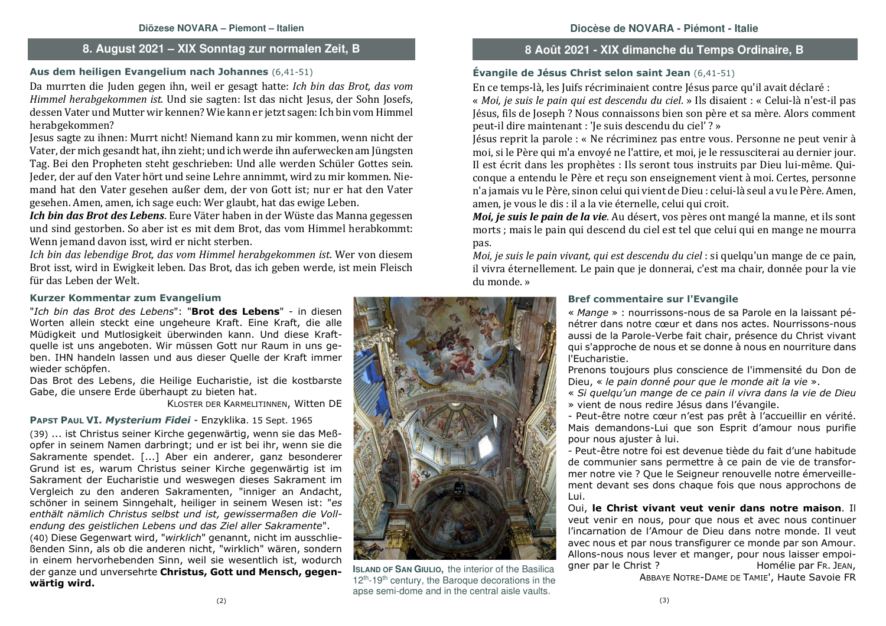Diözese NOVARA – Piemont – Italien

## 8. August 2021 – XIX Sonntag zur normalen Zeit, B

### Aus dem heiligen Evangelium nach Johannes (6,41-51)

Da murrten die Juden gegen ihn, weil er gesagt hatte: *Ich bin das Brot, das vom Himmel herabgekommen ist.* Und sie sagten: Ist das nicht Jesus, der Sohn Josefs, dessen Vater und Mutter wir kennen? Wie kann er jetzt sagen: Ich bin vom Himmel herabgekommen?
Jesus sagte zu ihnen: Murrt nicht! Niemand kann zu mir kommen, wenn nicht der Vater, der mich gesandt hat, ihn zieht; und ich werde ihn auferwecken am Jüngsten Tag. Bei den Propheten steht geschrieben: Und alle werden Schüler Gottes sein. Jeder, der auf den Vater hört und seine Lehre annimmt, wird zu mir kommen. Niemand hat den Vater gesehen außer dem, der von Gott ist; nur er hat den Vater gesehen. Amen, amen, ich sage euch: Wer glaubt, hat das ewige Leben.
***Ich bin das Brot des Lebens***. Eure Väter haben in der Wüste das Manna gegessen und sind gestorben. So aber ist es mit dem Brot, das vom Himmel herabkommt: Wenn jemand davon isst, wird er nicht sterben.
*Ich bin das lebendige Brot, das vom Himmel herabgekommen ist.* Wer von diesem Brot isst, wird in Ewigkeit leben. Das Brot, das ich geben werde, ist mein Fleisch für das Leben der Welt.

### Kurzer Kommentar zum Evangelium

"*Ich bin das Brot des Lebens*": "**Brot des Lebens**" - in diesen Worten allein steckt eine ungeheure Kraft. Eine Kraft, die alle Müdigkeit und Mutlosigkeit überwinden kann. Und diese Kraftquelle ist uns angeboten. Wir müssen Gott nur Raum in uns geben. IHN handeln lassen und aus dieser Quelle der Kraft immer wieder schöpfen.
Das Brot des Lebens, die Heilige Eucharistie, ist die kostbarste Gabe, die unsere Erde überhaupt zu bieten hat.

KLOSTER DER KARMELITINNEN, Witten DE

### PAPST PAUL VI. *Mysterium Fidei* - Enzyklika. 15 Sept. 1965

(39) ... ist Christus seiner Kirche gegenwärtig, wenn sie das Meßopfer in seinem Namen darbringt; und er ist bei ihr, wenn sie die Sakramente spendet. [...] Aber ein anderer, ganz besonderer Grund ist es, warum Christus seiner Kirche gegenwärtig ist im Sakrament der Eucharistie und weswegen dieses Sakrament im Vergleich zu den anderen Sakramenten, "inniger an Andacht, schöner in seinem Sinngehalt, heiliger in seinem Wesen ist: "*es enthält nämlich Christus selbst und ist, gewissermaßen die Vollendung des geistlichen Lebens und das Ziel aller Sakramente*".
(40) Diese Gegenwart wird, "*wirklich*" genannt, nicht im ausschließenden Sinn, als ob die anderen nicht, "wirklich" wären, sondern in einem hervorhebenden Sinn, weil sie wesentlich ist, wodurch der ganze und unversehrte **Christus, Gott und Mensch, gegenwärtig wird.**

**ISLAND OF SAN GIULIO,** the interior of the Basilica 12th-19th century, the Baroque decorations in the apse semi-dome and in the central aisle vaults.

Diocèse de NOVARA - Piémont - Italie

## 8 Août 2021 - XIX dimanche du Temps Ordinaire, B

### Évangile de Jésus Christ selon saint Jean (6,41-51)

En ce temps-là, les Juifs récriminaient contre Jésus parce qu'il avait déclaré :
« *Moi, je suis le pain qui est descendu du ciel*. » Ils disaient : « Celui-là n'est-il pas Jésus, fils de Joseph ? Nous connaissons bien son père et sa mère. Alors comment peut-il dire maintenant : 'Je suis descendu du ciel' ? »
Jésus reprit la parole : « Ne récriminez pas entre vous. Personne ne peut venir à moi, si le Père qui m'a envoyé ne l'attire, et moi, je le ressusciterai au dernier jour. Il est écrit dans les prophètes : Ils seront tous instruits par Dieu lui-même. Quiconque a entendu le Père et reçu son enseignement vient à moi. Certes, personne n'a jamais vu le Père, sinon celui qui vient de Dieu : celui-là seul a vu le Père. Amen, amen, je vous le dis : il a la vie éternelle, celui qui croit.
***Moi, je suis le pain de la vie***. Au désert, vos pères ont mangé la manne, et ils sont morts ; mais le pain qui descend du ciel est tel que celui qui en mange ne mourra pas.
*Moi, je suis le pain vivant, qui est descendu du ciel* : si quelqu'un mange de ce pain, il vivra éternellement. Le pain que je donnerai, c'est ma chair, donnée pour la vie du monde. »

### Bref commentaire sur l'Evangile

« *Mange* » : nourrissons-nous de sa Parole en la laissant pénétrer dans notre cœur et dans nos actes. Nourrissons-nous aussi de la Parole-Verbe fait chair, présence du Christ vivant qui s'approche de nous et se donne à nous en nourriture dans l'Eucharistie.
Prenons toujours plus conscience de l'immensité du Don de Dieu, « *le pain donné pour que le monde ait la vie* ».
« *Si quelqu'un mange de ce pain il vivra dans la vie de Dieu* » vient de nous redire Jésus dans l'évangile.
- Peut-être notre cœur n'est pas prêt à l'accueillir en vérité. Mais demandons-Lui que son Esprit d'amour nous purifie pour nous ajuster à lui.
- Peut-être notre foi est devenue tiède du fait d'une habitude de communier sans permettre à ce pain de vie de transformer notre vie ? Que le Seigneur renouvelle notre émerveillement devant ses dons chaque fois que nous approchons de Lui.
Oui, **le Christ vivant veut venir dans notre maison**. Il veut venir en nous, pour que nous et avec nous continuer l'incarnation de l'Amour de Dieu dans notre monde. Il veut avec nous et par nous transfigurer ce monde par son Amour. Allons-nous nous lever et manger, pour nous laisser empoigner par le Christ ?

Homélie par FR. JEAN, ABBAYE NOTRE-DAME DE TAMIE', Haute Savoie FR